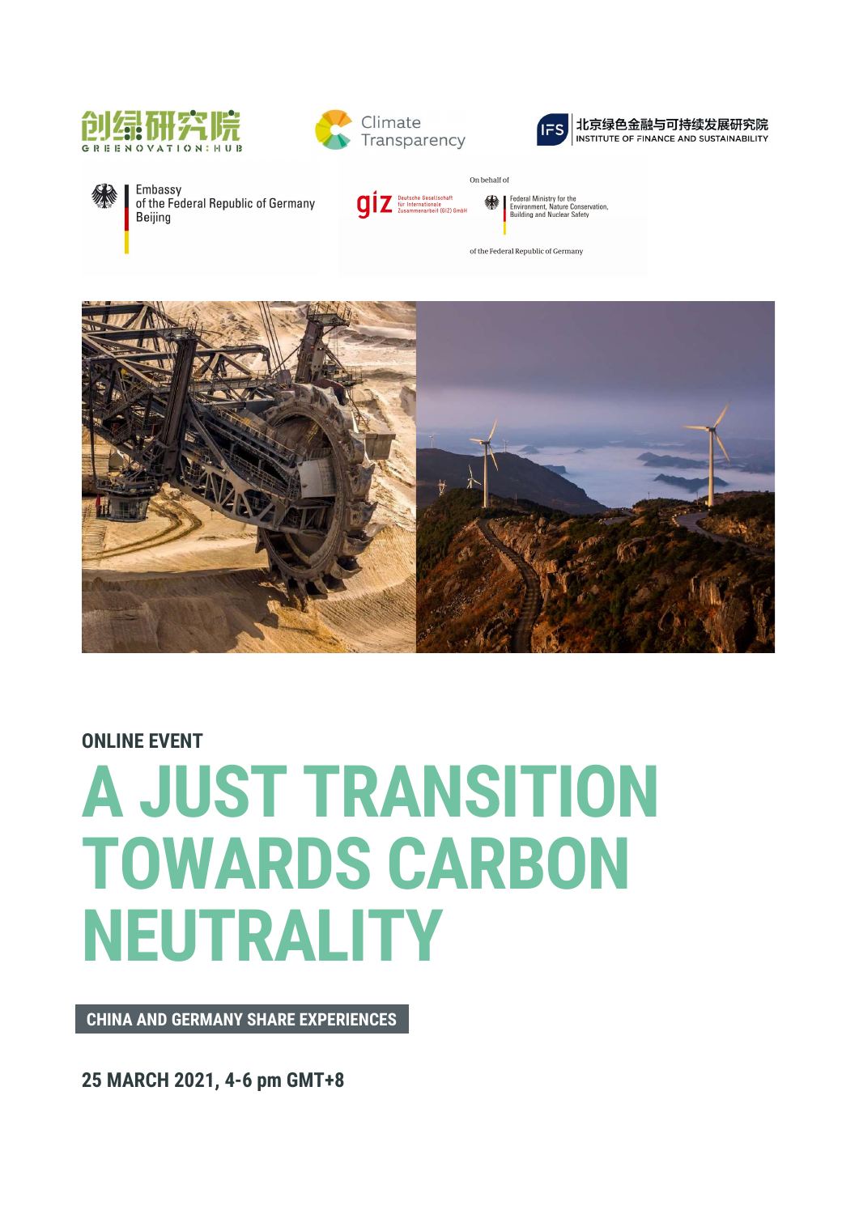创绿研究院
GREENOVATION:HUB

Climate Transparency

IFS 北京绿色金融与可持续发展研究院
INSTITUTE OF FINANCE AND SUSTAINABILITY

Embassy
of the Federal Republic of Germany
Beijing

giz Deutsche Gesellschaft für Internationale Zusammenarbeit (GIZ) GmbH

On behalf of

Federal Ministry for the Environment, Nature Conservation, Building and Nuclear Safety

of the Federal Republic of Germany

## ONLINE EVENT

# A JUST TRANSITION TOWARDS CARBON NEUTRALITY

**CHINA AND GERMANY SHARE EXPERIENCES**

**25 MARCH 2021, 4-6 pm GMT+8**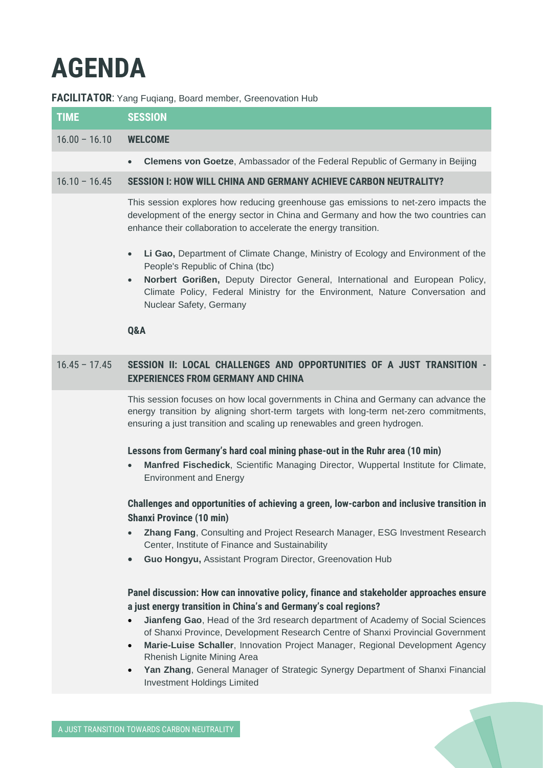# AGENDA

**FACILITATOR**: Yang Fuqiang, Board member, Greenovation Hub

| TIME | SESSION |
|---|---|
| 16.00 – 16.10 | **WELCOME** |

- **Clemens von Goetze**, Ambassador of the Federal Republic of Germany in Beijing

| TIME | SESSION |
|---|---|
| 16.10 – 16.45 | **SESSION I: HOW WILL CHINA AND GERMANY ACHIEVE CARBON NEUTRALITY?** |

This session explores how reducing greenhouse gas emissions to net-zero impacts the development of the energy sector in China and Germany and how the two countries can enhance their collaboration to accelerate the energy transition.

- **Li Gao,** Department of Climate Change, Ministry of Ecology and Environment of the People's Republic of China (tbc)
- **Norbert Gorißen,** Deputy Director General, International and European Policy, Climate Policy, Federal Ministry for the Environment, Nature Conversation and Nuclear Safety, Germany

**Q&A**

| TIME | SESSION |
|---|---|
| 16.45 – 17.45 | **SESSION II: LOCAL CHALLENGES AND OPPORTUNITIES OF A JUST TRANSITION - EXPERIENCES FROM GERMANY AND CHINA** |

This session focuses on how local governments in China and Germany can advance the energy transition by aligning short-term targets with long-term net-zero commitments, ensuring a just transition and scaling up renewables and green hydrogen.

**Lessons from Germany's hard coal mining phase-out in the Ruhr area (10 min)**

- **Manfred Fischedick**, Scientific Managing Director, Wuppertal Institute for Climate, Environment and Energy

**Challenges and opportunities of achieving a green, low-carbon and inclusive transition in Shanxi Province (10 min)**

- **Zhang Fang**, Consulting and Project Research Manager, ESG Investment Research Center, Institute of Finance and Sustainability
- **Guo Hongyu,** Assistant Program Director, Greenovation Hub

**Panel discussion: How can innovative policy, finance and stakeholder approaches ensure a just energy transition in China's and Germany's coal regions?**

- **Jianfeng Gao**, Head of the 3rd research department of Academy of Social Sciences of Shanxi Province, Development Research Centre of Shanxi Provincial Government
- **Marie-Luise Schaller**, Innovation Project Manager, Regional Development Agency Rhenish Lignite Mining Area
- **Yan Zhang**, General Manager of Strategic Synergy Department of Shanxi Financial Investment Holdings Limited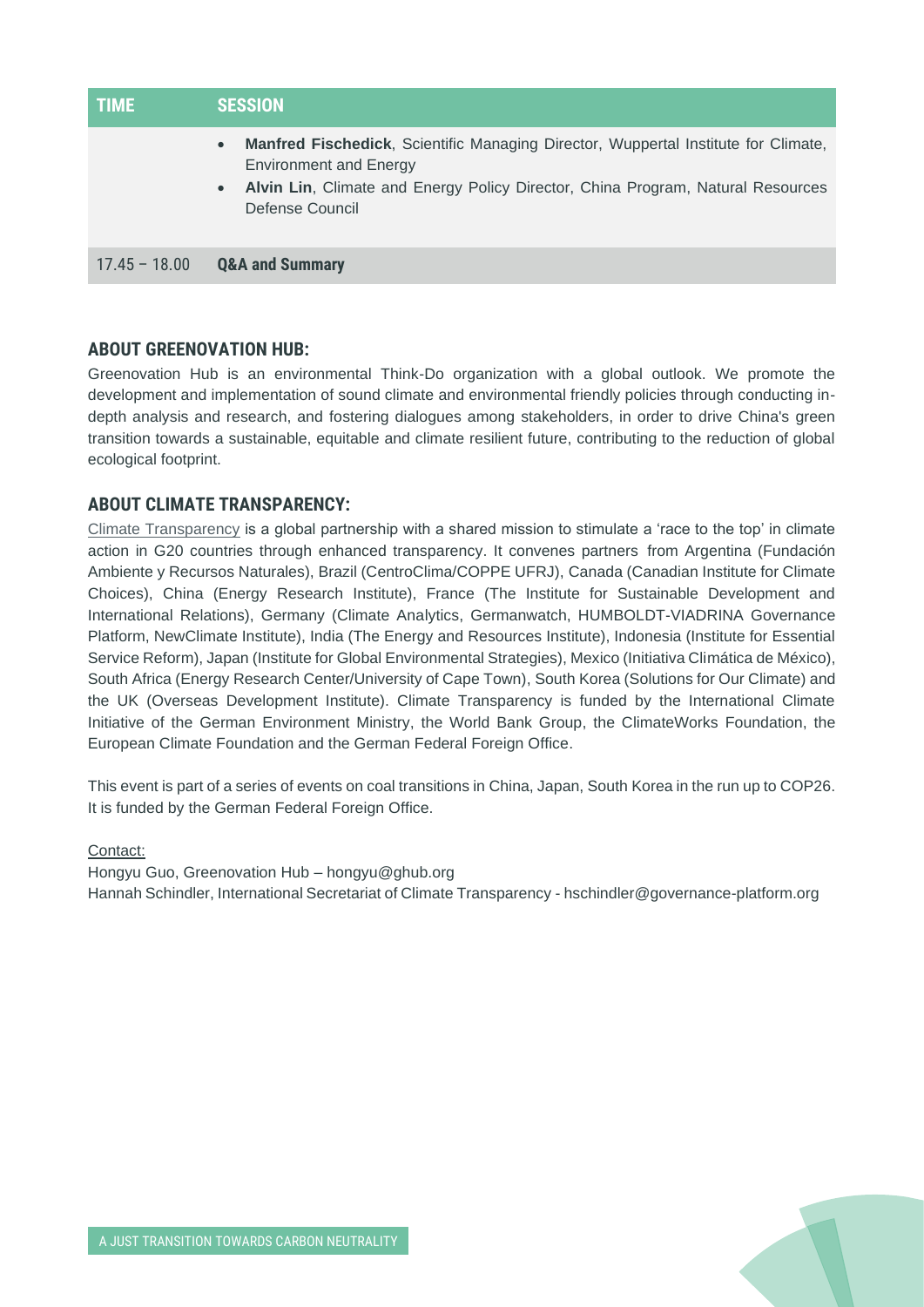| TIME | SESSION |
| --- | --- |
| | • **Manfred Fischedick**, Scientific Managing Director, Wuppertal Institute for Climate, Environment and Energy<br>• **Alvin Lin**, Climate and Energy Policy Director, China Program, Natural Resources Defense Council |
| 17.45 – 18.00 | **Q&A and Summary** |

## ABOUT GREENOVATION HUB:

Greenovation Hub is an environmental Think-Do organization with a global outlook. We promote the development and implementation of sound climate and environmental friendly policies through conducting in-depth analysis and research, and fostering dialogues among stakeholders, in order to drive China's green transition towards a sustainable, equitable and climate resilient future, contributing to the reduction of global ecological footprint.

## ABOUT CLIMATE TRANSPARENCY:

Climate Transparency is a global partnership with a shared mission to stimulate a 'race to the top' in climate action in G20 countries through enhanced transparency. It convenes partners from Argentina (Fundación Ambiente y Recursos Naturales), Brazil (CentroClima/COPPE UFRJ), Canada (Canadian Institute for Climate Choices), China (Energy Research Institute), France (The Institute for Sustainable Development and International Relations), Germany (Climate Analytics, Germanwatch, HUMBOLDT-VIADRINA Governance Platform, NewClimate Institute), India (The Energy and Resources Institute), Indonesia (Institute for Essential Service Reform), Japan (Institute for Global Environmental Strategies), Mexico (Initiativa Climática de México), South Africa (Energy Research Center/University of Cape Town), South Korea (Solutions for Our Climate) and the UK (Overseas Development Institute). Climate Transparency is funded by the International Climate Initiative of the German Environment Ministry, the World Bank Group, the ClimateWorks Foundation, the European Climate Foundation and the German Federal Foreign Office.

This event is part of a series of events on coal transitions in China, Japan, South Korea in the run up to COP26. It is funded by the German Federal Foreign Office.

Contact:
Hongyu Guo, Greenovation Hub – hongyu@ghub.org
Hannah Schindler, International Secretariat of Climate Transparency - hschindler@governance-platform.org